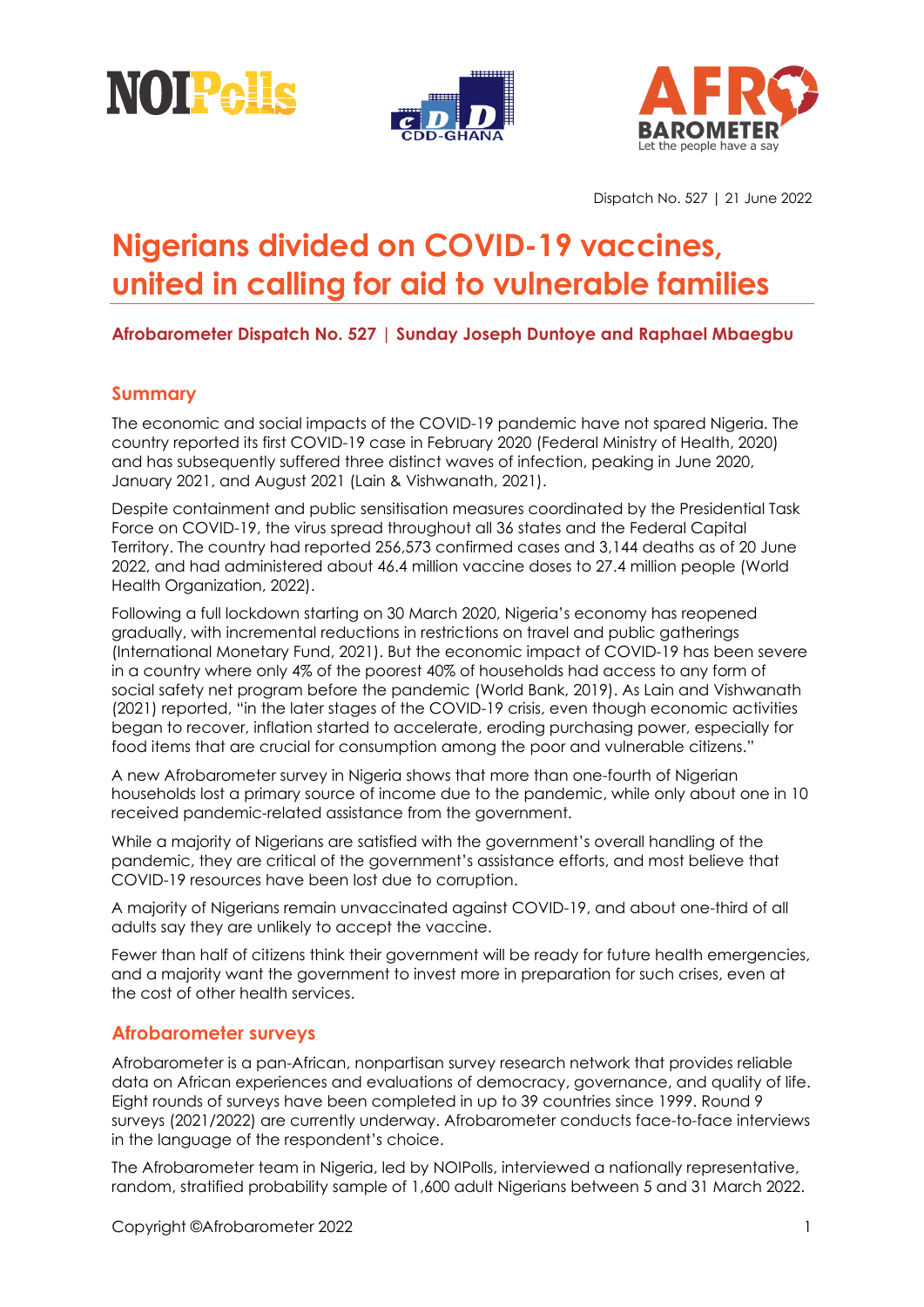Dispatch No. 527 | 21 June 2022

# Nigerians divided on COVID-19 vaccines, united in calling for aid to vulnerable families

**Afrobarometer Dispatch No. 527 | Sunday Joseph Duntoye and Raphael Mbaegbu**

## Summary

The economic and social impacts of the COVID-19 pandemic have not spared Nigeria. The country reported its first COVID-19 case in February 2020 (Federal Ministry of Health, 2020) and has subsequently suffered three distinct waves of infection, peaking in June 2020, January 2021, and August 2021 (Lain & Vishwanath, 2021).

Despite containment and public sensitisation measures coordinated by the Presidential Task Force on COVID-19, the virus spread throughout all 36 states and the Federal Capital Territory. The country had reported 256,573 confirmed cases and 3,144 deaths as of 20 June 2022, and had administered about 46.4 million vaccine doses to 27.4 million people (World Health Organization, 2022).

Following a full lockdown starting on 30 March 2020, Nigeria's economy has reopened gradually, with incremental reductions in restrictions on travel and public gatherings (International Monetary Fund, 2021). But the economic impact of COVID-19 has been severe in a country where only 4% of the poorest 40% of households had access to any form of social safety net program before the pandemic (World Bank, 2019). As Lain and Vishwanath (2021) reported, "in the later stages of the COVID-19 crisis, even though economic activities began to recover, inflation started to accelerate, eroding purchasing power, especially for food items that are crucial for consumption among the poor and vulnerable citizens."

A new Afrobarometer survey in Nigeria shows that more than one-fourth of Nigerian households lost a primary source of income due to the pandemic, while only about one in 10 received pandemic-related assistance from the government.

While a majority of Nigerians are satisfied with the government's overall handling of the pandemic, they are critical of the government's assistance efforts, and most believe that COVID-19 resources have been lost due to corruption.

A majority of Nigerians remain unvaccinated against COVID-19, and about one-third of all adults say they are unlikely to accept the vaccine.

Fewer than half of citizens think their government will be ready for future health emergencies, and a majority want the government to invest more in preparation for such crises, even at the cost of other health services.

## Afrobarometer surveys

Afrobarometer is a pan-African, nonpartisan survey research network that provides reliable data on African experiences and evaluations of democracy, governance, and quality of life. Eight rounds of surveys have been completed in up to 39 countries since 1999. Round 9 surveys (2021/2022) are currently underway. Afrobarometer conducts face-to-face interviews in the language of the respondent's choice.

The Afrobarometer team in Nigeria, led by NOIPolls, interviewed a nationally representative, random, stratified probability sample of 1,600 adult Nigerians between 5 and 31 March 2022.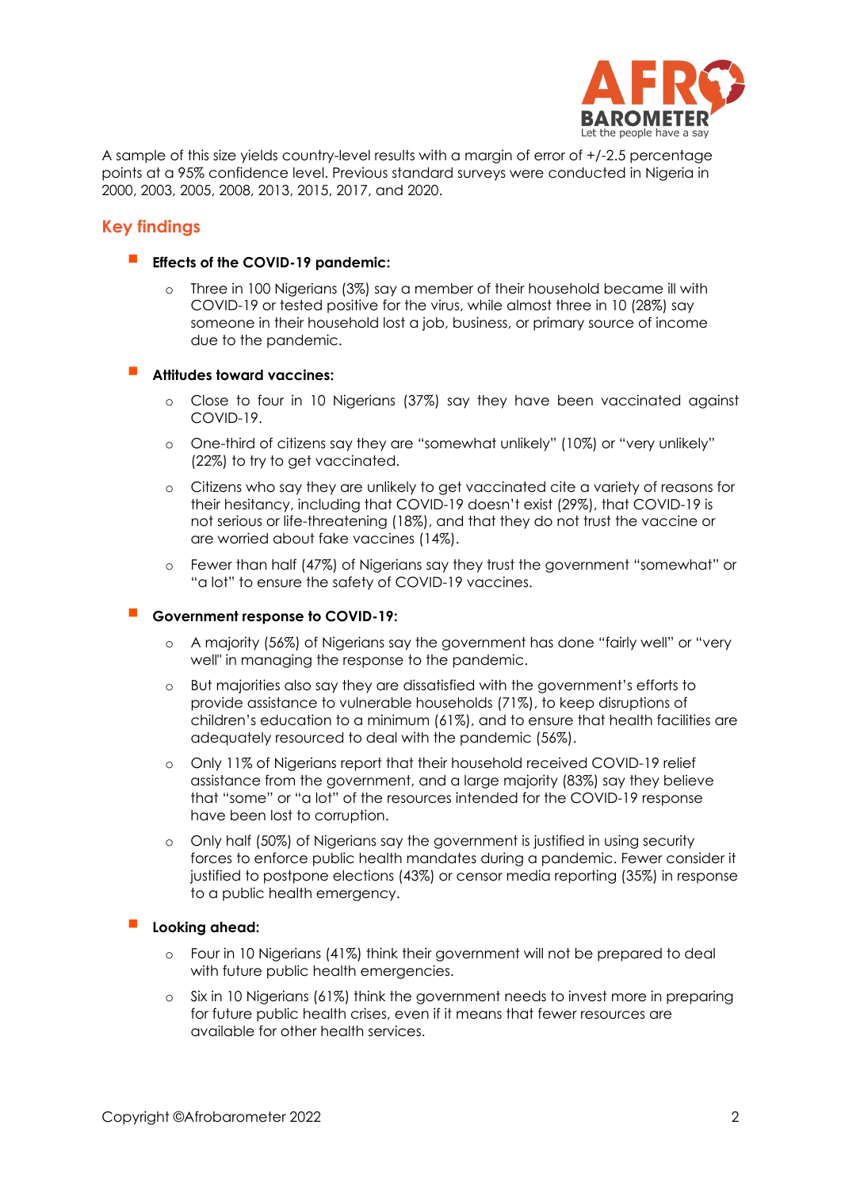A sample of this size yields country-level results with a margin of error of +/-2.5 percentage points at a 95% confidence level. Previous standard surveys were conducted in Nigeria in 2000, 2003, 2005, 2008, 2013, 2015, 2017, and 2020.

## Key findings

- **Effects of the COVID-19 pandemic:**
  - Three in 100 Nigerians (3%) say a member of their household became ill with COVID-19 or tested positive for the virus, while almost three in 10 (28%) say someone in their household lost a job, business, or primary source of income due to the pandemic.

- **Attitudes toward vaccines:**
  - Close to four in 10 Nigerians (37%) say they have been vaccinated against COVID-19.
  - One-third of citizens say they are "somewhat unlikely" (10%) or "very unlikely" (22%) to try to get vaccinated.
  - Citizens who say they are unlikely to get vaccinated cite a variety of reasons for their hesitancy, including that COVID-19 doesn't exist (29%), that COVID-19 is not serious or life-threatening (18%), and that they do not trust the vaccine or are worried about fake vaccines (14%).
  - Fewer than half (47%) of Nigerians say they trust the government "somewhat" or "a lot" to ensure the safety of COVID-19 vaccines.

- **Government response to COVID-19:**
  - A majority (56%) of Nigerians say the government has done "fairly well" or "very well" in managing the response to the pandemic.
  - But majorities also say they are dissatisfied with the government's efforts to provide assistance to vulnerable households (71%), to keep disruptions of children's education to a minimum (61%), and to ensure that health facilities are adequately resourced to deal with the pandemic (56%).
  - Only 11% of Nigerians report that their household received COVID-19 relief assistance from the government, and a large majority (83%) say they believe that "some" or "a lot" of the resources intended for the COVID-19 response have been lost to corruption.
  - Only half (50%) of Nigerians say the government is justified in using security forces to enforce public health mandates during a pandemic. Fewer consider it justified to postpone elections (43%) or censor media reporting (35%) in response to a public health emergency.

- **Looking ahead:**
  - Four in 10 Nigerians (41%) think their government will not be prepared to deal with future public health emergencies.
  - Six in 10 Nigerians (61%) think the government needs to invest more in preparing for future public health crises, even if it means that fewer resources are available for other health services.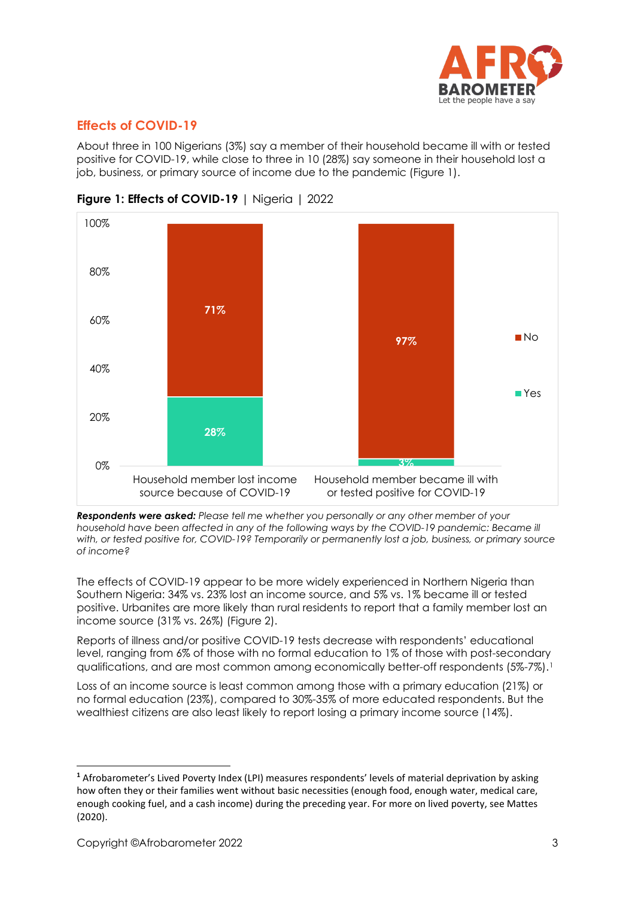## Effects of COVID-19

About three in 100 Nigerians (3%) say a member of their household became ill with or tested positive for COVID-19, while close to three in 10 (28%) say someone in their household lost a job, business, or primary source of income due to the pandemic (Figure 1).

**Figure 1: Effects of COVID-19** | Nigeria | 2022

| | Household member lost income source because of COVID-19 | Household member became ill with or tested positive for COVID-19 |
|---|---|---|
| No | 71% | 97% |
| Yes | 28% | 3% |

***Respondents were asked:*** *Please tell me whether you personally or any other member of your household have been affected in any of the following ways by the COVID-19 pandemic: Became ill with, or tested positive for, COVID-19? Temporarily or permanently lost a job, business, or primary source of income?*

The effects of COVID-19 appear to be more widely experienced in Northern Nigeria than Southern Nigeria: 34% vs. 23% lost an income source, and 5% vs. 1% became ill or tested positive. Urbanites are more likely than rural residents to report that a family member lost an income source (31% vs. 26%) (Figure 2).

Reports of illness and/or positive COVID-19 tests decrease with respondents' educational level, ranging from 6% of those with no formal education to 1% of those with post-secondary qualifications, and are most common among economically better-off respondents (5%-7%).[1]

Loss of an income source is least common among those with a primary education (21%) or no formal education (23%), compared to 30%-35% of more educated respondents. But the wealthiest citizens are also least likely to report losing a primary income source (14%).

---

[1] Afrobarometer's Lived Poverty Index (LPI) measures respondents' levels of material deprivation by asking how often they or their families went without basic necessities (enough food, enough water, medical care, enough cooking fuel, and a cash income) during the preceding year. For more on lived poverty, see Mattes (2020).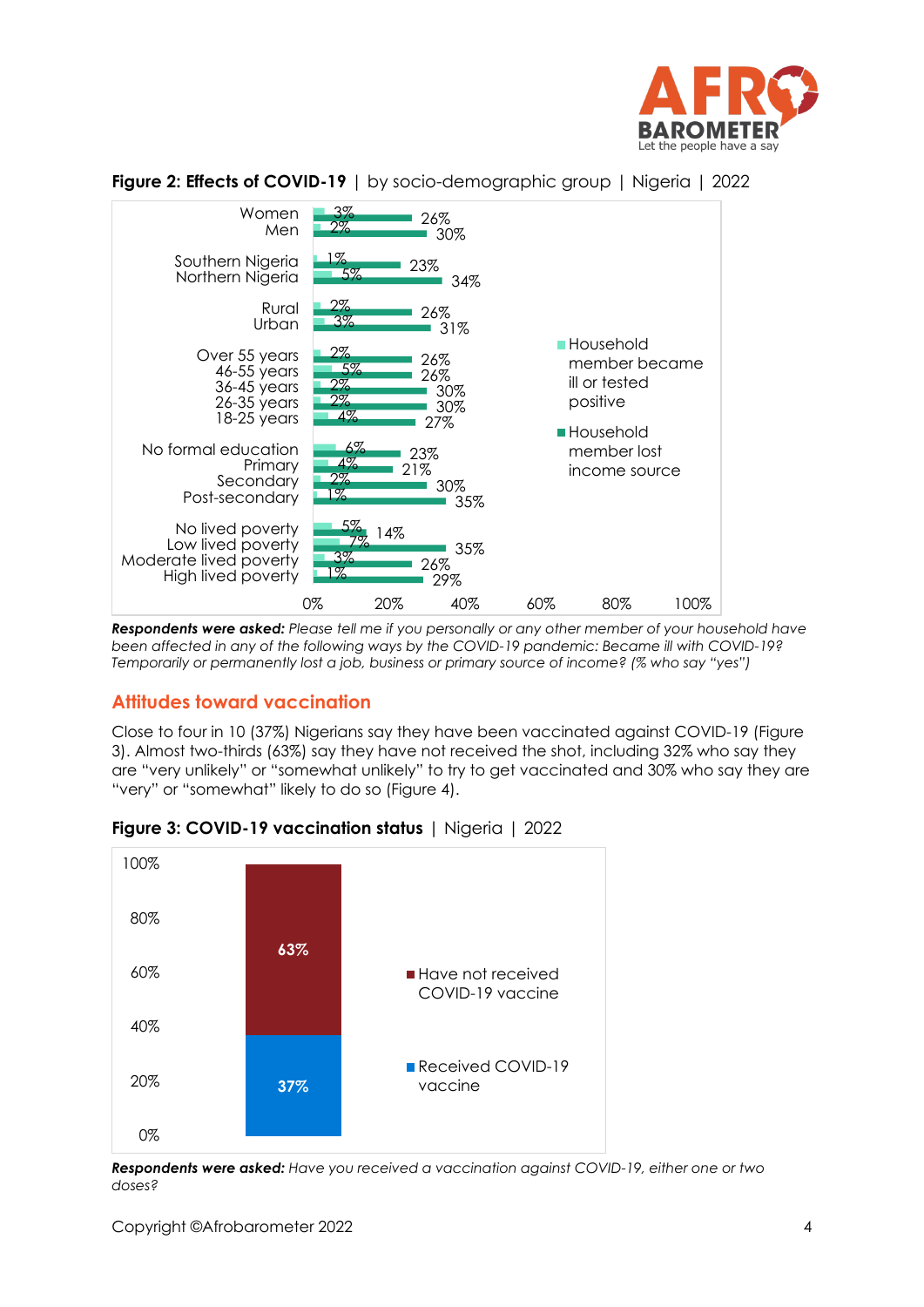**Figure 2: Effects of COVID-19** | by socio-demographic group | Nigeria | 2022

| | Household member became ill or tested positive | Household member lost income source |
|---|---|---|
| Women | 3% | 26% |
| Men | 2% | 30% |
| Southern Nigeria | 1% | 23% |
| Northern Nigeria | 5% | 34% |
| Rural | 2% | 26% |
| Urban | 3% | 31% |
| Over 55 years | 2% | 26% |
| 46-55 years | 5% | 26% |
| 36-45 years | 2% | 30% |
| 26-35 years | 2% | 30% |
| 18-25 years | 4% | 27% |
| No formal education | 6% | 23% |
| Primary | 4% | 21% |
| Secondary | 2% | 30% |
| Post-secondary | 1% | 35% |
| No lived poverty | 5% | 14% |
| Low lived poverty | 7% | 35% |
| Moderate lived poverty | 3% | 26% |
| High lived poverty | 1% | 29% |

***Respondents were asked:*** *Please tell me if you personally or any other member of your household have been affected in any of the following ways by the COVID-19 pandemic: Became ill with COVID-19? Temporarily or permanently lost a job, business or primary source of income? (% who say "yes")*

## Attitudes toward vaccination

Close to four in 10 (37%) Nigerians say they have been vaccinated against COVID-19 (Figure 3). Almost two-thirds (63%) say they have not received the shot, including 32% who say they are "very unlikely" or "somewhat unlikely" to try to get vaccinated and 30% who say they are "very" or "somewhat" likely to do so (Figure 4).

**Figure 3: COVID-19 vaccination status** | Nigeria | 2022

| | % |
|---|---|
| Have not received COVID-19 vaccine | 63% |
| Received COVID-19 vaccine | 37% |

***Respondents were asked:*** *Have you received a vaccination against COVID-19, either one or two doses?*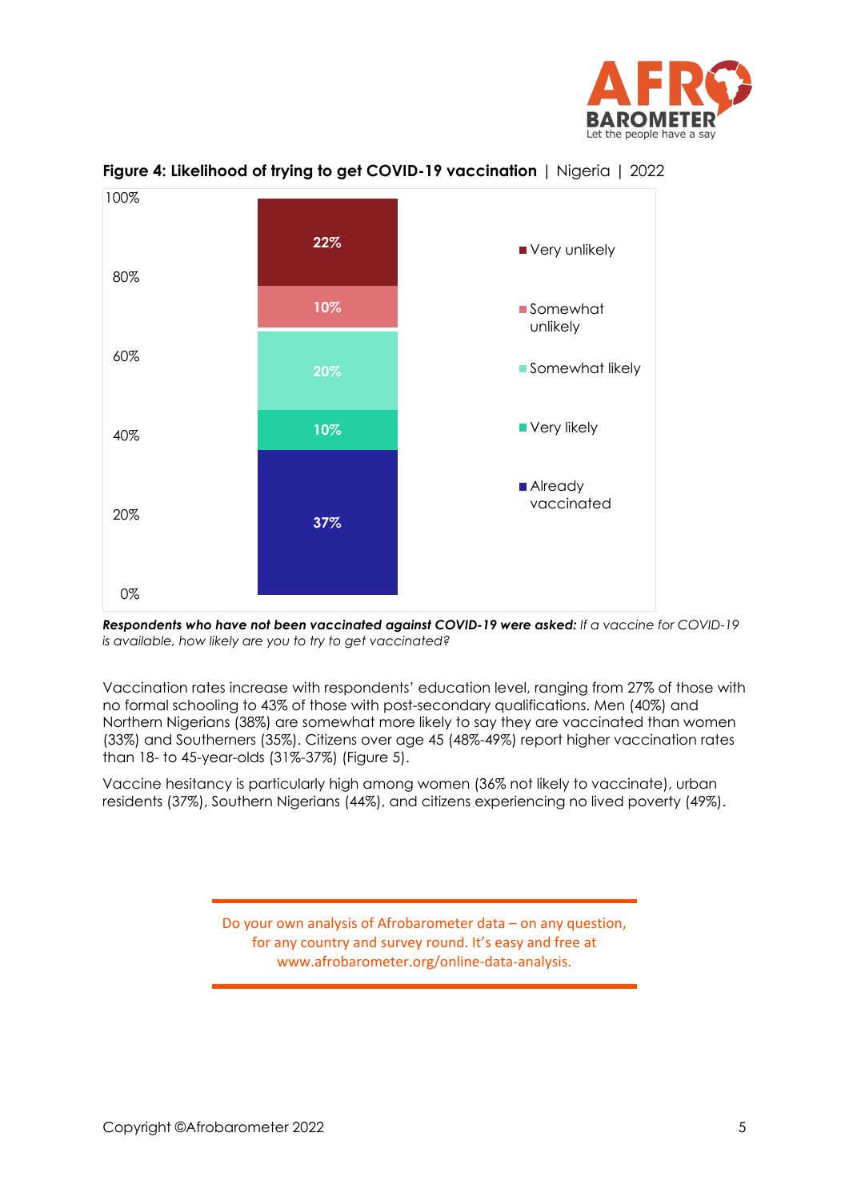**Figure 4: Likelihood of trying to get COVID-19 vaccination** | Nigeria | 2022

| Response | % |
|---|---|
| Very unlikely | 22% |
| Somewhat unlikely | 10% |
| Somewhat likely | 20% |
| Very likely | 10% |
| Already vaccinated | 37% |

***Respondents who have not been vaccinated against COVID-19 were asked:*** *If a vaccine for COVID-19 is available, how likely are you to try to get vaccinated?*

Vaccination rates increase with respondents' education level, ranging from 27% of those with no formal schooling to 43% of those with post-secondary qualifications. Men (40%) and Northern Nigerians (38%) are somewhat more likely to say they are vaccinated than women (33%) and Southerners (35%). Citizens over age 45 (48%-49%) report higher vaccination rates than 18- to 45-year-olds (31%-37%) (Figure 5).

Vaccine hesitancy is particularly high among women (36% not likely to vaccinate), urban residents (37%), Southern Nigerians (44%), and citizens experiencing no lived poverty (49%).

Do your own analysis of Afrobarometer data – on any question, for any country and survey round. It's easy and free at www.afrobarometer.org/online-data-analysis.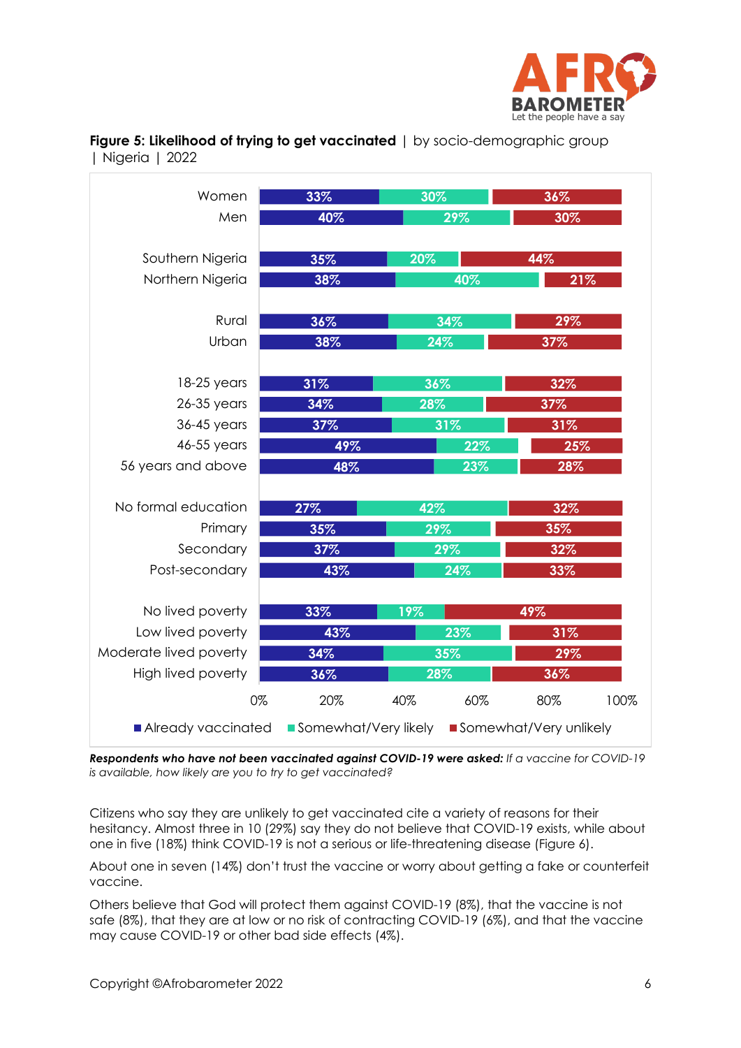**Figure 5: Likelihood of trying to get vaccinated** | by socio-demographic group | Nigeria | 2022

| | Already vaccinated | Somewhat/Very likely | Somewhat/Very unlikely |
|---|---|---|---|
| Women | 33% | 30% | 36% |
| Men | 40% | 29% | 30% |
| Southern Nigeria | 35% | 20% | 44% |
| Northern Nigeria | 38% | 40% | 21% |
| Rural | 36% | 34% | 29% |
| Urban | 38% | 24% | 37% |
| 18-25 years | 31% | 36% | 32% |
| 26-35 years | 34% | 28% | 37% |
| 36-45 years | 37% | 31% | 31% |
| 46-55 years | 49% | 22% | 25% |
| 56 years and above | 48% | 23% | 28% |
| No formal education | 27% | 42% | 32% |
| Primary | 35% | 29% | 35% |
| Secondary | 37% | 29% | 32% |
| Post-secondary | 43% | 24% | 33% |
| No lived poverty | 33% | 19% | 49% |
| Low lived poverty | 43% | 23% | 31% |
| Moderate lived poverty | 34% | 35% | 29% |
| High lived poverty | 36% | 28% | 36% |

***Respondents who have not been vaccinated against COVID-19 were asked:*** *If a vaccine for COVID-19 is available, how likely are you to try to get vaccinated?*

Citizens who say they are unlikely to get vaccinated cite a variety of reasons for their hesitancy. Almost three in 10 (29%) say they do not believe that COVID-19 exists, while about one in five (18%) think COVID-19 is not a serious or life-threatening disease (Figure 6).

About one in seven (14%) don't trust the vaccine or worry about getting a fake or counterfeit vaccine.

Others believe that God will protect them against COVID-19 (8%), that the vaccine is not safe (8%), that they are at low or no risk of contracting COVID-19 (6%), and that the vaccine may cause COVID-19 or other bad side effects (4%).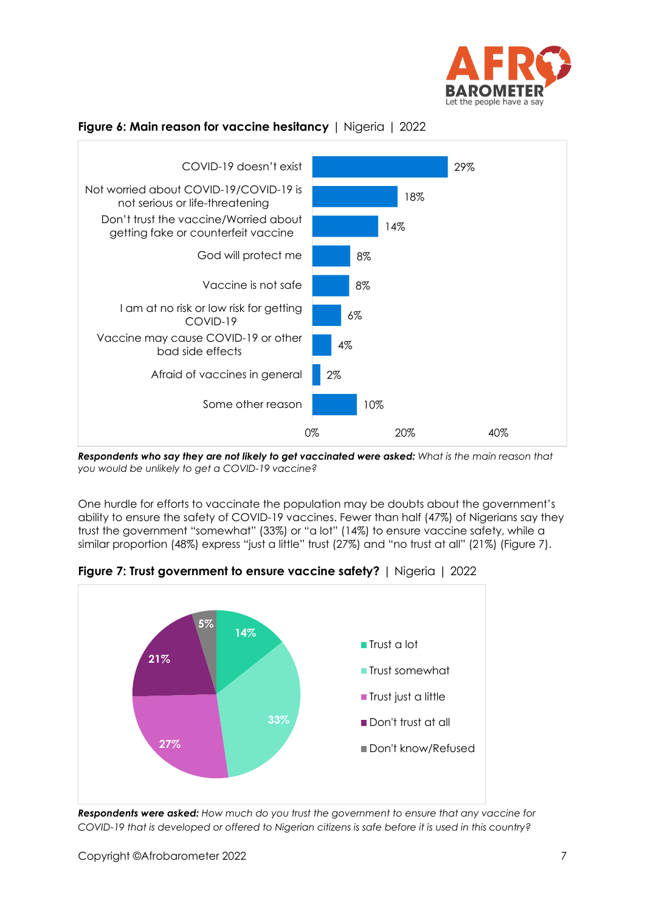**Figure 6: Main reason for vaccine hesitancy** | Nigeria | 2022

| Reason | % |
|---|---|
| COVID-19 doesn't exist | 29% |
| Not worried about COVID-19/COVID-19 is not serious or life-threatening | 18% |
| Don't trust the vaccine/Worried about getting fake or counterfeit vaccine | 14% |
| God will protect me | 8% |
| Vaccine is not safe | 8% |
| I am at no risk or low risk for getting COVID-19 | 6% |
| Vaccine may cause COVID-19 or other bad side effects | 4% |
| Afraid of vaccines in general | 2% |
| Some other reason | 10% |

***Respondents who say they are not likely to get vaccinated were asked:*** *What is the main reason that you would be unlikely to get a COVID-19 vaccine?*

One hurdle for efforts to vaccinate the population may be doubts about the government's ability to ensure the safety of COVID-19 vaccines. Fewer than half (47%) of Nigerians say they trust the government "somewhat" (33%) or "a lot" (14%) to ensure vaccine safety, while a similar proportion (48%) express "just a little" trust (27%) and "no trust at all" (21%) (Figure 7).

**Figure 7: Trust government to ensure vaccine safety?** | Nigeria | 2022

| Response | % |
|---|---|
| Trust a lot | 14% |
| Trust somewhat | 33% |
| Trust just a little | 27% |
| Don't trust at all | 21% |
| Don't know/Refused | 5% |

***Respondents were asked:*** *How much do you trust the government to ensure that any vaccine for COVID-19 that is developed or offered to Nigerian citizens is safe before it is used in this country?*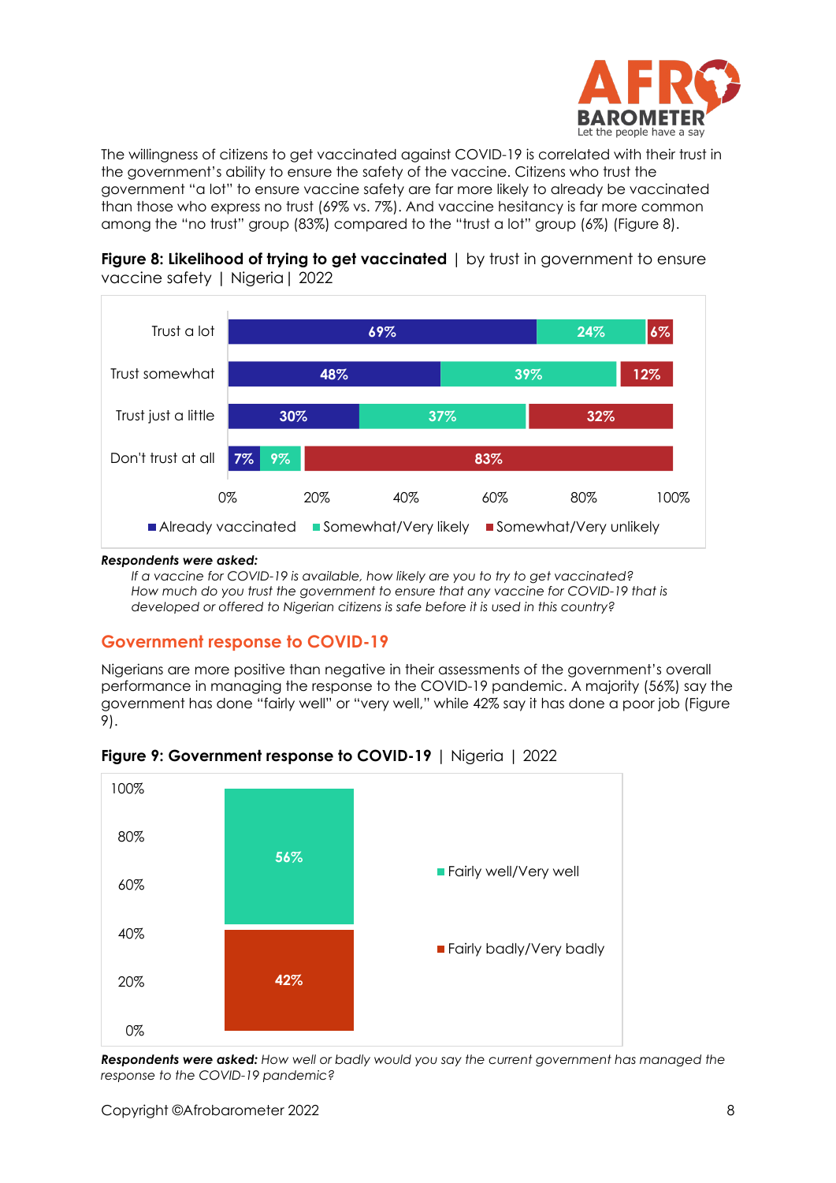The willingness of citizens to get vaccinated against COVID-19 is correlated with their trust in the government's ability to ensure the safety of the vaccine. Citizens who trust the government "a lot" to ensure vaccine safety are far more likely to already be vaccinated than those who express no trust (69% vs. 7%). And vaccine hesitancy is far more common among the "no trust" group (83%) compared to the "trust a lot" group (6%) (Figure 8).

**Figure 8: Likelihood of trying to get vaccinated** | by trust in government to ensure vaccine safety | Nigeria | 2022

| | Already vaccinated | Somewhat/Very likely | Somewhat/Very unlikely |
|---|---|---|---|
| Trust a lot | 69% | 24% | 6% |
| Trust somewhat | 48% | 39% | 12% |
| Trust just a little | 30% | 37% | 32% |
| Don't trust at all | 7% | 9% | 83% |

***Respondents were asked:***

*If a vaccine for COVID-19 is available, how likely are you to try to get vaccinated?*
*How much do you trust the government to ensure that any vaccine for COVID-19 that is developed or offered to Nigerian citizens is safe before it is used in this country?*

## Government response to COVID-19

Nigerians are more positive than negative in their assessments of the government's overall performance in managing the response to the COVID-19 pandemic. A majority (56%) say the government has done "fairly well" or "very well," while 42% say it has done a poor job (Figure 9).

**Figure 9: Government response to COVID-19** | Nigeria | 2022

| | % |
|---|---|
| Fairly well/Very well | 56% |
| Fairly badly/Very badly | 42% |

***Respondents were asked:*** *How well or badly would you say the current government has managed the response to the COVID-19 pandemic?*

Copyright ©Afrobarometer 2022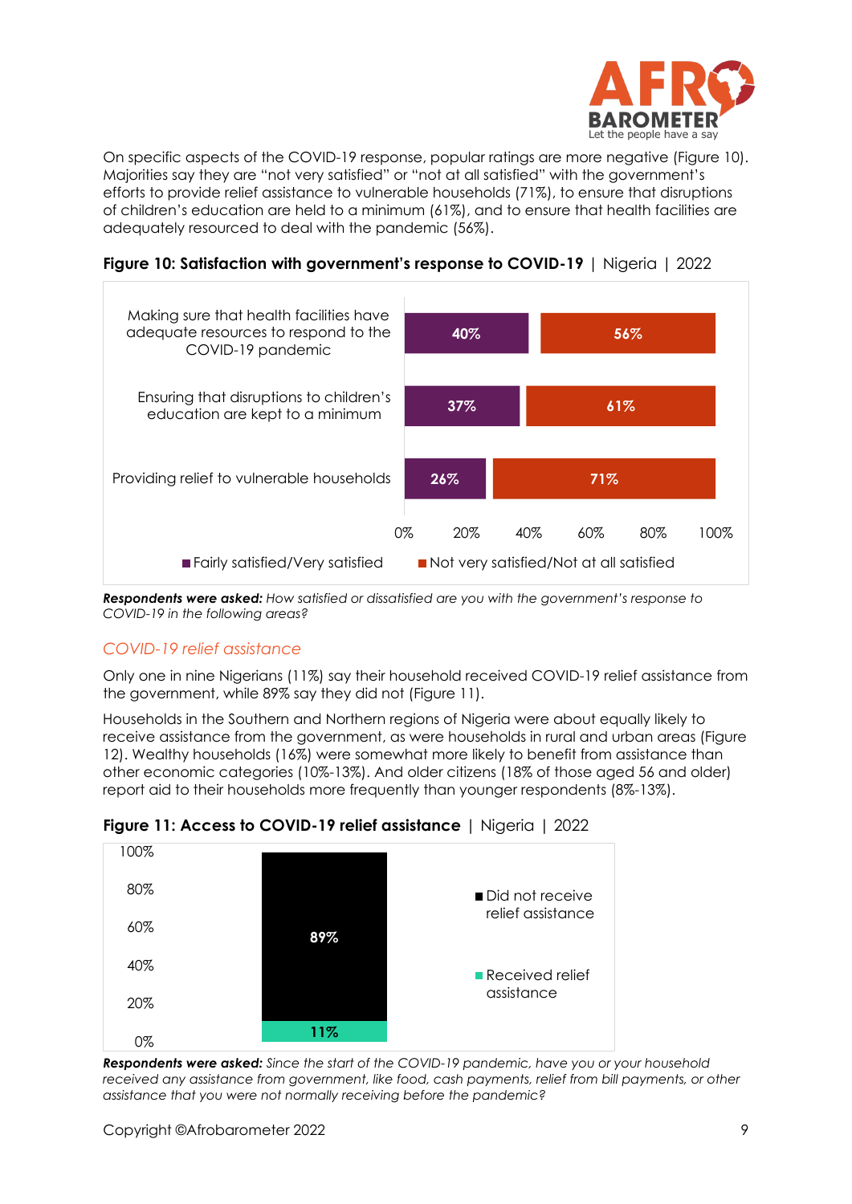On specific aspects of the COVID-19 response, popular ratings are more negative (Figure 10). Majorities say they are "not very satisfied" or "not at all satisfied" with the government's efforts to provide relief assistance to vulnerable households (71%), to ensure that disruptions of children's education are held to a minimum (61%), and to ensure that health facilities are adequately resourced to deal with the pandemic (56%).

**Figure 10: Satisfaction with government's response to COVID-19** | Nigeria | 2022

| | Fairly satisfied/Very satisfied | Not very satisfied/Not at all satisfied |
|---|---|---|
| Making sure that health facilities have adequate resources to respond to the COVID-19 pandemic | 40% | 56% |
| Ensuring that disruptions to children's education are kept to a minimum | 37% | 61% |
| Providing relief to vulnerable households | 26% | 71% |

***Respondents were asked:*** *How satisfied or dissatisfied are you with the government's response to COVID-19 in the following areas?*

## COVID-19 relief assistance

Only one in nine Nigerians (11%) say their household received COVID-19 relief assistance from the government, while 89% say they did not (Figure 11).

Households in the Southern and Northern regions of Nigeria were about equally likely to receive assistance from the government, as were households in rural and urban areas (Figure 12). Wealthy households (16%) were somewhat more likely to benefit from assistance than other economic categories (10%-13%). And older citizens (18% of those aged 56 and older) report aid to their households more frequently than younger respondents (8%-13%).

**Figure 11: Access to COVID-19 relief assistance** | Nigeria | 2022

| | % |
|---|---|
| Did not receive relief assistance | 89% |
| Received relief assistance | 11% |

***Respondents were asked:*** *Since the start of the COVID-19 pandemic, have you or your household received any assistance from government, like food, cash payments, relief from bill payments, or other assistance that you were not normally receiving before the pandemic?*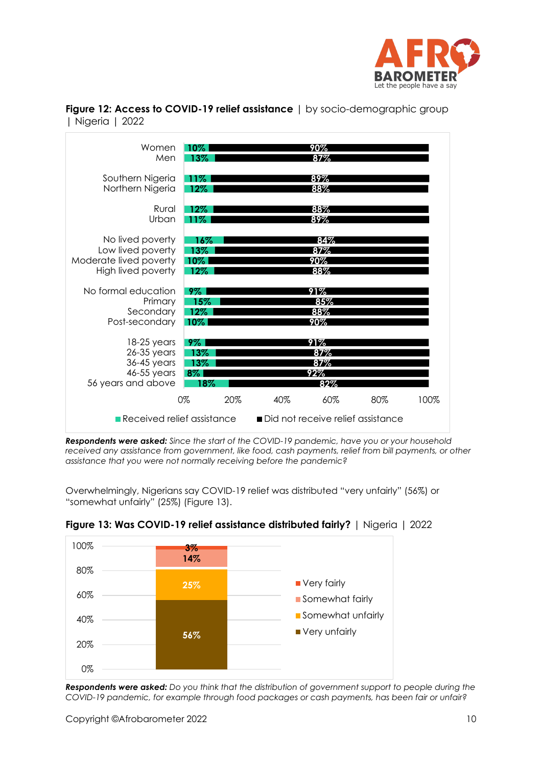**Figure 12: Access to COVID-19 relief assistance** | by socio-demographic group | Nigeria | 2022

| Group | Received relief assistance | Did not receive relief assistance |
|---|---|---|
| Women | 10% | 90% |
| Men | 13% | 87% |
| Southern Nigeria | 11% | 89% |
| Northern Nigeria | 12% | 88% |
| Rural | 12% | 88% |
| Urban | 11% | 89% |
| No lived poverty | 16% | 84% |
| Low lived poverty | 13% | 87% |
| Moderate lived poverty | 10% | 90% |
| High lived poverty | 12% | 88% |
| No formal education | 9% | 91% |
| Primary | 15% | 85% |
| Secondary | 12% | 88% |
| Post-secondary | 10% | 90% |
| 18-25 years | 9% | 91% |
| 26-35 years | 13% | 87% |
| 36-45 years | 13% | 87% |
| 46-55 years | 8% | 92% |
| 56 years and above | 18% | 82% |

***Respondents were asked:*** *Since the start of the COVID-19 pandemic, have you or your household received any assistance from government, like food, cash payments, relief from bill payments, or other assistance that you were not normally receiving before the pandemic?*

Overwhelmingly, Nigerians say COVID-19 relief was distributed "very unfairly" (56%) or "somewhat unfairly" (25%) (Figure 13).

**Figure 13: Was COVID-19 relief assistance distributed fairly?** | Nigeria | 2022

| Response | Percentage |
|---|---|
| Very fairly | 3% |
| Somewhat fairly | 14% |
| Somewhat unfairly | 25% |
| Very unfairly | 56% |

***Respondents were asked:*** *Do you think that the distribution of government support to people during the COVID-19 pandemic, for example through food packages or cash payments, has been fair or unfair?*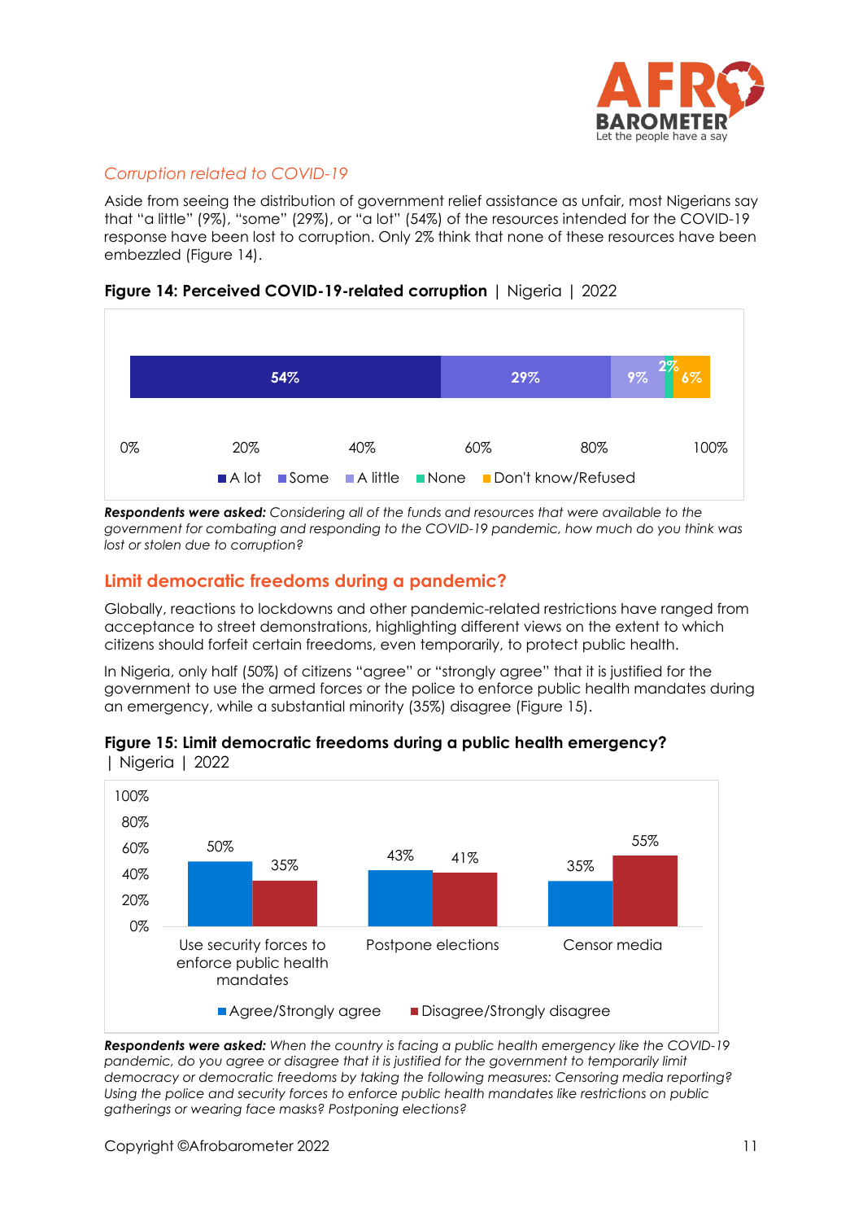### *Corruption related to COVID-19*

Aside from seeing the distribution of government relief assistance as unfair, most Nigerians say that "a little" (9%), "some" (29%), or "a lot" (54%) of the resources intended for the COVID-19 response have been lost to corruption. Only 2% think that none of these resources have been embezzled (Figure 14).

**Figure 14: Perceived COVID-19-related corruption** | Nigeria | 2022

| A lot | Some | A little | None | Don't know/Refused |
|---|---|---|---|---|
| 54% | 29% | 9% | 2% | 6% |

***Respondents were asked:*** *Considering all of the funds and resources that were available to the government for combating and responding to the COVID-19 pandemic, how much do you think was lost or stolen due to corruption?*

## Limit democratic freedoms during a pandemic?

Globally, reactions to lockdowns and other pandemic-related restrictions have ranged from acceptance to street demonstrations, highlighting different views on the extent to which citizens should forfeit certain freedoms, even temporarily, to protect public health.

In Nigeria, only half (50%) of citizens "agree" or "strongly agree" that it is justified for the government to use the armed forces or the police to enforce public health mandates during an emergency, while a substantial minority (35%) disagree (Figure 15).

**Figure 15: Limit democratic freedoms during a public health emergency?** | Nigeria | 2022

| | Agree/Strongly agree | Disagree/Strongly disagree |
|---|---|---|
| Use security forces to enforce public health mandates | 50% | 35% |
| Postpone elections | 43% | 41% |
| Censor media | 35% | 55% |

***Respondents were asked:*** *When the country is facing a public health emergency like the COVID-19 pandemic, do you agree or disagree that it is justified for the government to temporarily limit democracy or democratic freedoms by taking the following measures: Censoring media reporting? Using the police and security forces to enforce public health mandates like restrictions on public gatherings or wearing face masks? Postponing elections?*

Copyright ©Afrobarometer 2022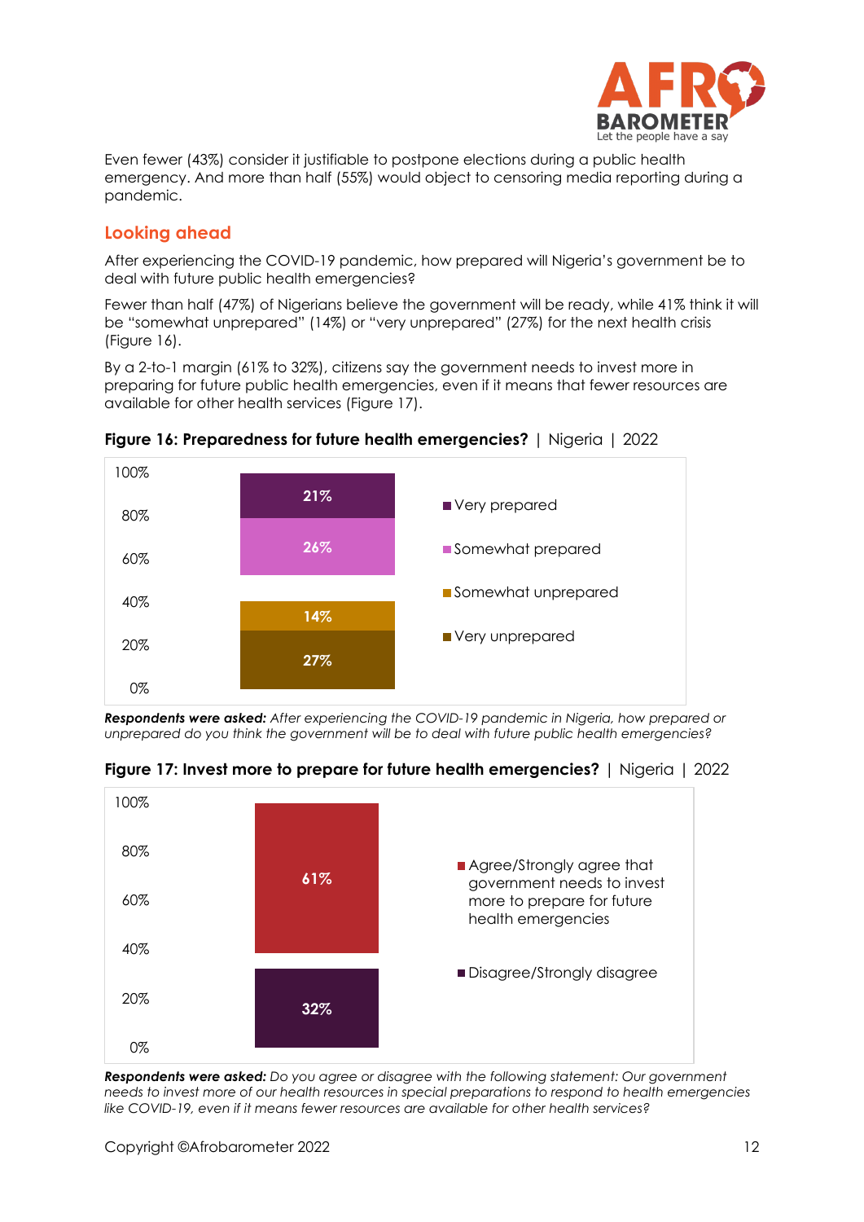Even fewer (43%) consider it justifiable to postpone elections during a public health emergency. And more than half (55%) would object to censoring media reporting during a pandemic.

## Looking ahead

After experiencing the COVID-19 pandemic, how prepared will Nigeria's government be to deal with future public health emergencies?

Fewer than half (47%) of Nigerians believe the government will be ready, while 41% think it will be "somewhat unprepared" (14%) or "very unprepared" (27%) for the next health crisis (Figure 16).

By a 2-to-1 margin (61% to 32%), citizens say the government needs to invest more in preparing for future public health emergencies, even if it means that fewer resources are available for other health services (Figure 17).

**Figure 16: Preparedness for future health emergencies?** | Nigeria | 2022

| Response | % |
|---|---|
| Very prepared | 21% |
| Somewhat prepared | 26% |
| Somewhat unprepared | 14% |
| Very unprepared | 27% |

***Respondents were asked:*** *After experiencing the COVID-19 pandemic in Nigeria, how prepared or unprepared do you think the government will be to deal with future public health emergencies?*

**Figure 17: Invest more to prepare for future health emergencies?** | Nigeria | 2022

| Response | % |
|---|---|
| Agree/Strongly agree that government needs to invest more to prepare for future health emergencies | 61% |
| Disagree/Strongly disagree | 32% |

***Respondents were asked:*** *Do you agree or disagree with the following statement: Our government needs to invest more of our health resources in special preparations to respond to health emergencies like COVID-19, even if it means fewer resources are available for other health services?*

Copyright ©Afrobarometer 2022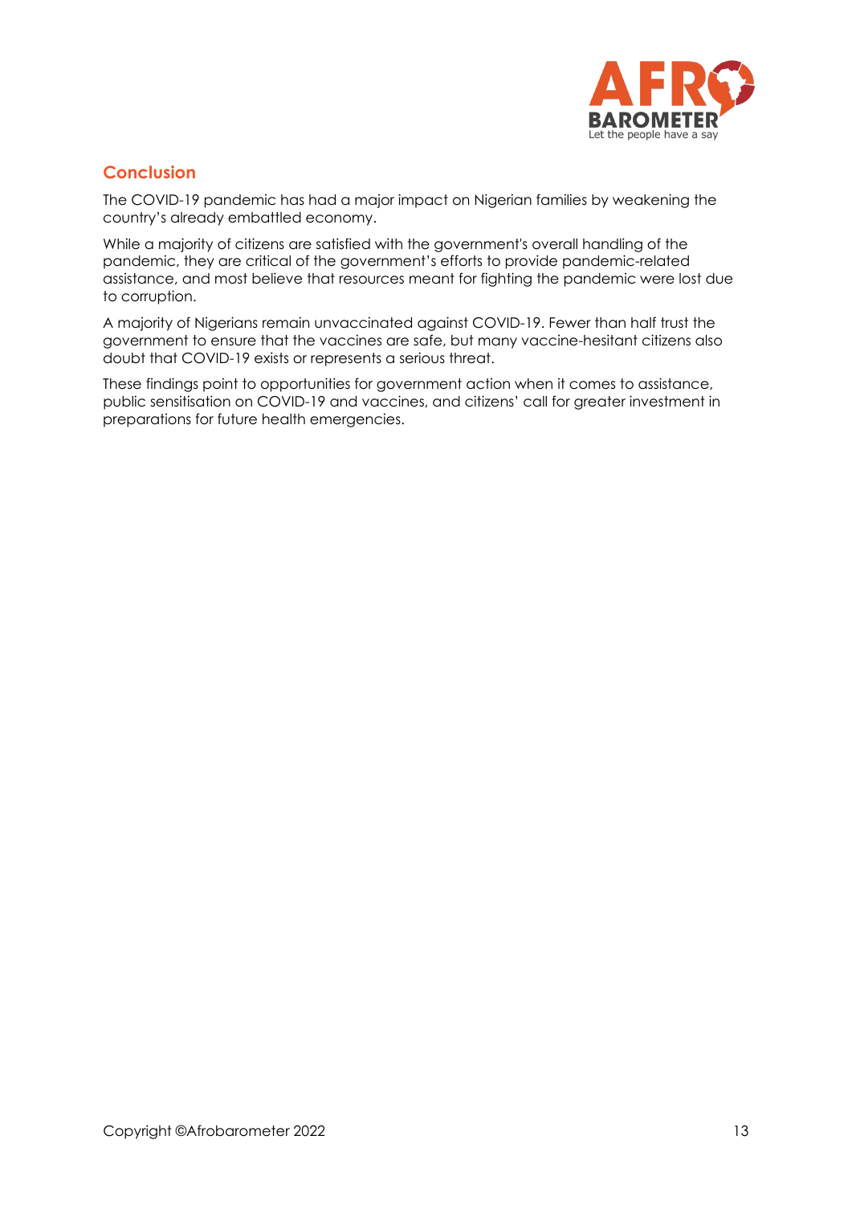## Conclusion

The COVID-19 pandemic has had a major impact on Nigerian families by weakening the country's already embattled economy.

While a majority of citizens are satisfied with the government's overall handling of the pandemic, they are critical of the government's efforts to provide pandemic-related assistance, and most believe that resources meant for fighting the pandemic were lost due to corruption.

A majority of Nigerians remain unvaccinated against COVID-19. Fewer than half trust the government to ensure that the vaccines are safe, but many vaccine-hesitant citizens also doubt that COVID-19 exists or represents a serious threat.

These findings point to opportunities for government action when it comes to assistance, public sensitisation on COVID-19 and vaccines, and citizens' call for greater investment in preparations for future health emergencies.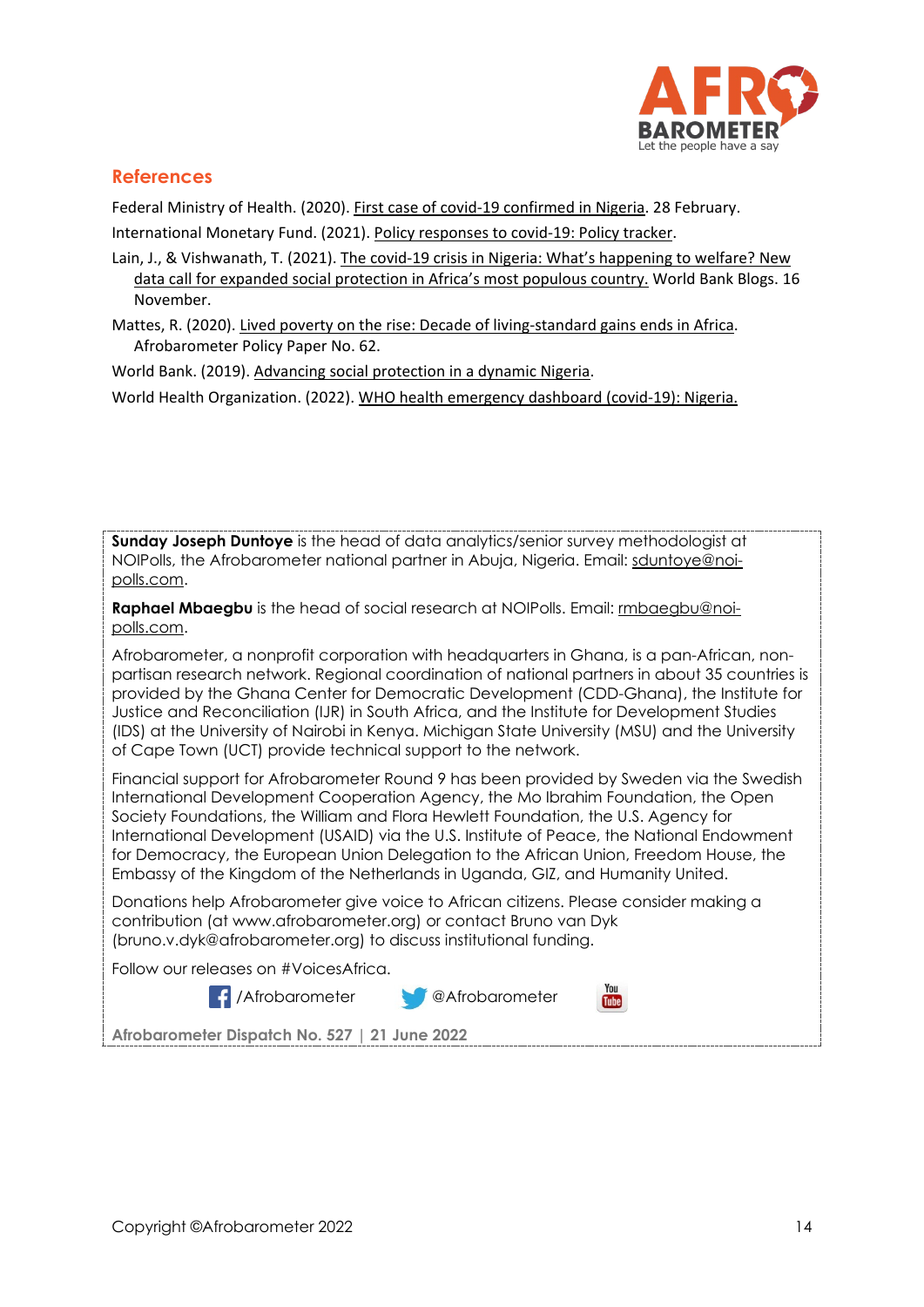## References

Federal Ministry of Health. (2020). First case of covid-19 confirmed in Nigeria. 28 February.

International Monetary Fund. (2021). Policy responses to covid-19: Policy tracker.

Lain, J., & Vishwanath, T. (2021). The covid-19 crisis in Nigeria: What's happening to welfare? New data call for expanded social protection in Africa's most populous country. World Bank Blogs. 16 November.

Mattes, R. (2020). Lived poverty on the rise: Decade of living-standard gains ends in Africa. Afrobarometer Policy Paper No. 62.

World Bank. (2019). Advancing social protection in a dynamic Nigeria.

World Health Organization. (2022). WHO health emergency dashboard (covid-19): Nigeria.

**Sunday Joseph Duntoye** is the head of data analytics/senior survey methodologist at NOIPolls, the Afrobarometer national partner in Abuja, Nigeria. Email: sduntoye@noi-polls.com.

**Raphael Mbaegbu** is the head of social research at NOIPolls. Email: rmbaegbu@noi-polls.com.

Afrobarometer, a nonprofit corporation with headquarters in Ghana, is a pan-African, non-partisan research network. Regional coordination of national partners in about 35 countries is provided by the Ghana Center for Democratic Development (CDD-Ghana), the Institute for Justice and Reconciliation (IJR) in South Africa, and the Institute for Development Studies (IDS) at the University of Nairobi in Kenya. Michigan State University (MSU) and the University of Cape Town (UCT) provide technical support to the network.

Financial support for Afrobarometer Round 9 has been provided by Sweden via the Swedish International Development Cooperation Agency, the Mo Ibrahim Foundation, the Open Society Foundations, the William and Flora Hewlett Foundation, the U.S. Agency for International Development (USAID) via the U.S. Institute of Peace, the National Endowment for Democracy, the European Union Delegation to the African Union, Freedom House, the Embassy of the Kingdom of the Netherlands in Uganda, GIZ, and Humanity United.

Donations help Afrobarometer give voice to African citizens. Please consider making a contribution (at www.afrobarometer.org) or contact Bruno van Dyk (bruno.v.dyk@afrobarometer.org) to discuss institutional funding.

Follow our releases on #VoicesAfrica.

/Afrobarometer @Afrobarometer

**Afrobarometer Dispatch No. 527 | 21 June 2022**

Copyright ©Afrobarometer 2022